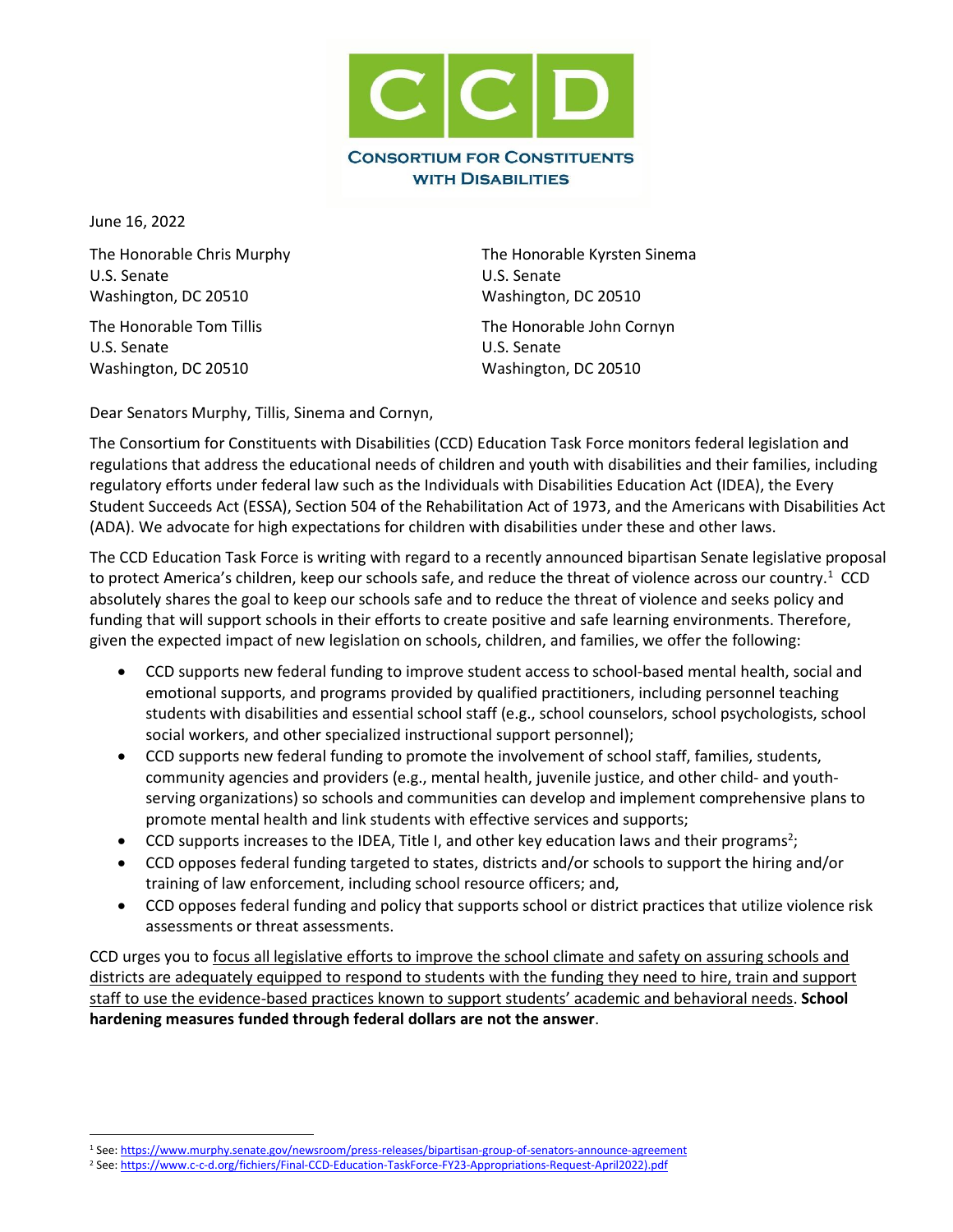**CCD**

**CONSORTIUM FOR CONSTITUENTS WITH DISABILITIES**

June 16, 2022

The Honorable Chris Murphy
U.S. Senate
Washington, DC 20510

The Honorable Tom Tillis
U.S. Senate
Washington, DC 20510

The Honorable Kyrsten Sinema
U.S. Senate
Washington, DC 20510

The Honorable John Cornyn
U.S. Senate
Washington, DC 20510

Dear Senators Murphy, Tillis, Sinema and Cornyn,

The Consortium for Constituents with Disabilities (CCD) Education Task Force monitors federal legislation and regulations that address the educational needs of children and youth with disabilities and their families, including regulatory efforts under federal law such as the Individuals with Disabilities Education Act (IDEA), the Every Student Succeeds Act (ESSA), Section 504 of the Rehabilitation Act of 1973, and the Americans with Disabilities Act (ADA). We advocate for high expectations for children with disabilities under these and other laws.

The CCD Education Task Force is writing with regard to a recently announced bipartisan Senate legislative proposal to protect America's children, keep our schools safe, and reduce the threat of violence across our country.[1] CCD absolutely shares the goal to keep our schools safe and to reduce the threat of violence and seeks policy and funding that will support schools in their efforts to create positive and safe learning environments. Therefore, given the expected impact of new legislation on schools, children, and families, we offer the following:

- CCD supports new federal funding to improve student access to school-based mental health, social and emotional supports, and programs provided by qualified practitioners, including personnel teaching students with disabilities and essential school staff (e.g., school counselors, school psychologists, school social workers, and other specialized instructional support personnel);
- CCD supports new federal funding to promote the involvement of school staff, families, students, community agencies and providers (e.g., mental health, juvenile justice, and other child- and youth-serving organizations) so schools and communities can develop and implement comprehensive plans to promote mental health and link students with effective services and supports;
- CCD supports increases to the IDEA, Title I, and other key education laws and their programs[2];
- CCD opposes federal funding targeted to states, districts and/or schools to support the hiring and/or training of law enforcement, including school resource officers; and,
- CCD opposes federal funding and policy that supports school or district practices that utilize violence risk assessments or threat assessments.

CCD urges you to focus all legislative efforts to improve the school climate and safety on assuring schools and districts are adequately equipped to respond to students with the funding they need to hire, train and support staff to use the evidence-based practices known to support students' academic and behavioral needs. **School hardening measures funded through federal dollars are not the answer**.

---

[1] See: https://www.murphy.senate.gov/newsroom/press-releases/bipartisan-group-of-senators-announce-agreement

[2] See: https://www.c-c-d.org/fichiers/Final-CCD-Education-TaskForce-FY23-Appropriations-Request-April2022).pdf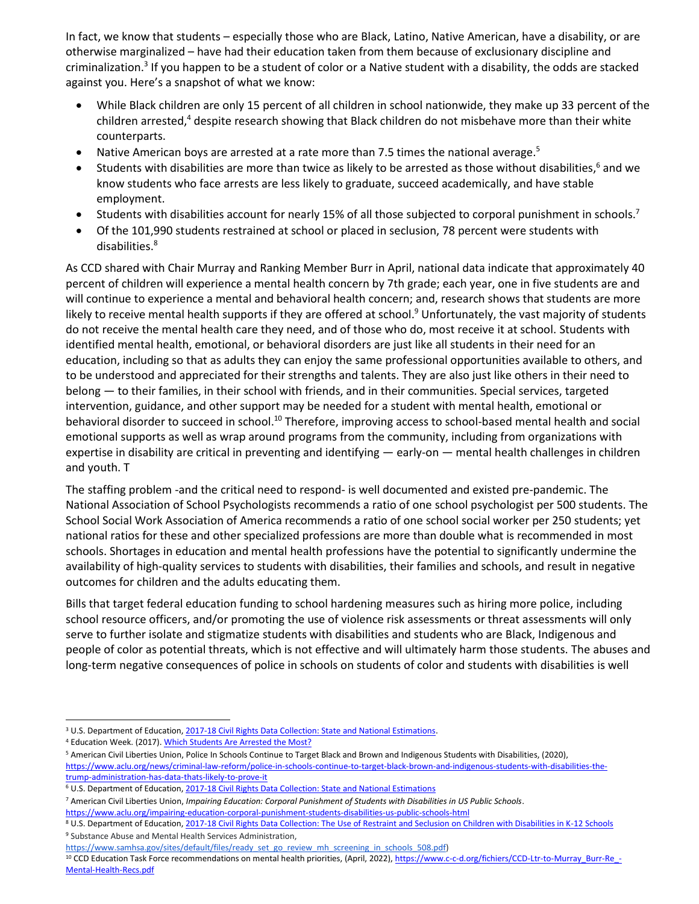In fact, we know that students – especially those who are Black, Latino, Native American, have a disability, or are otherwise marginalized – have had their education taken from them because of exclusionary discipline and criminalization.[3] If you happen to be a student of color or a Native student with a disability, the odds are stacked against you. Here's a snapshot of what we know:

- While Black children are only 15 percent of all children in school nationwide, they make up 33 percent of the children arrested,[4] despite research showing that Black children do not misbehave more than their white counterparts.
- Native American boys are arrested at a rate more than 7.5 times the national average.[5]
- Students with disabilities are more than twice as likely to be arrested as those without disabilities,[6] and we know students who face arrests are less likely to graduate, succeed academically, and have stable employment.
- Students with disabilities account for nearly 15% of all those subjected to corporal punishment in schools.[7]
- Of the 101,990 students restrained at school or placed in seclusion, 78 percent were students with disabilities.[8]

As CCD shared with Chair Murray and Ranking Member Burr in April, national data indicate that approximately 40 percent of children will experience a mental health concern by 7th grade; each year, one in five students are and will continue to experience a mental and behavioral health concern; and, research shows that students are more likely to receive mental health supports if they are offered at school.[9] Unfortunately, the vast majority of students do not receive the mental health care they need, and of those who do, most receive it at school. Students with identified mental health, emotional, or behavioral disorders are just like all students in their need for an education, including so that as adults they can enjoy the same professional opportunities available to others, and to be understood and appreciated for their strengths and talents. They are also just like others in their need to belong — to their families, in their school with friends, and in their communities. Special services, targeted intervention, guidance, and other support may be needed for a student with mental health, emotional or behavioral disorder to succeed in school.[10] Therefore, improving access to school-based mental health and social emotional supports as well as wrap around programs from the community, including from organizations with expertise in disability are critical in preventing and identifying — early-on — mental health challenges in children and youth. T

The staffing problem -and the critical need to respond- is well documented and existed pre-pandemic. The National Association of School Psychologists recommends a ratio of one school psychologist per 500 students. The School Social Work Association of America recommends a ratio of one school social worker per 250 students; yet national ratios for these and other specialized professions are more than double what is recommended in most schools. Shortages in education and mental health professions have the potential to significantly undermine the availability of high-quality services to students with disabilities, their families and schools, and result in negative outcomes for children and the adults educating them.

Bills that target federal education funding to school hardening measures such as hiring more police, including school resource officers, and/or promoting the use of violence risk assessments or threat assessments will only serve to further isolate and stigmatize students with disabilities and students who are Black, Indigenous and people of color as potential threats, which is not effective and will ultimately harm those students. The abuses and long-term negative consequences of police in schools on students of color and students with disabilities is well

---

[3] U.S. Department of Education, 2017-18 Civil Rights Data Collection: State and National Estimations.

[4] Education Week. (2017). Which Students Are Arrested the Most?

[5] American Civil Liberties Union, Police In Schools Continue to Target Black and Brown and Indigenous Students with Disabilities, (2020), https://www.aclu.org/news/criminal-law-reform/police-in-schools-continue-to-target-black-brown-and-indigenous-students-with-disabilities-the-trump-administration-has-data-thats-likely-to-prove-it

[6] U.S. Department of Education, 2017-18 Civil Rights Data Collection: State and National Estimations

[7] American Civil Liberties Union, *Impairing Education: Corporal Punishment of Students with Disabilities in US Public Schools*. https://www.aclu.org/impairing-education-corporal-punishment-students-disabilities-us-public-schools-html

[8] U.S. Department of Education, 2017-18 Civil Rights Data Collection: The Use of Restraint and Seclusion on Children with Disabilities in K-12 Schools

[9] Substance Abuse and Mental Health Services Administration, https://www.samhsa.gov/sites/default/files/ready_set_go_review_mh_screening_in_schools_508.pdf)

[10] CCD Education Task Force recommendations on mental health priorities, (April, 2022), https://www.c-c-d.org/fichiers/CCD-Ltr-to-Murray_Burr-Re_-Mental-Health-Recs.pdf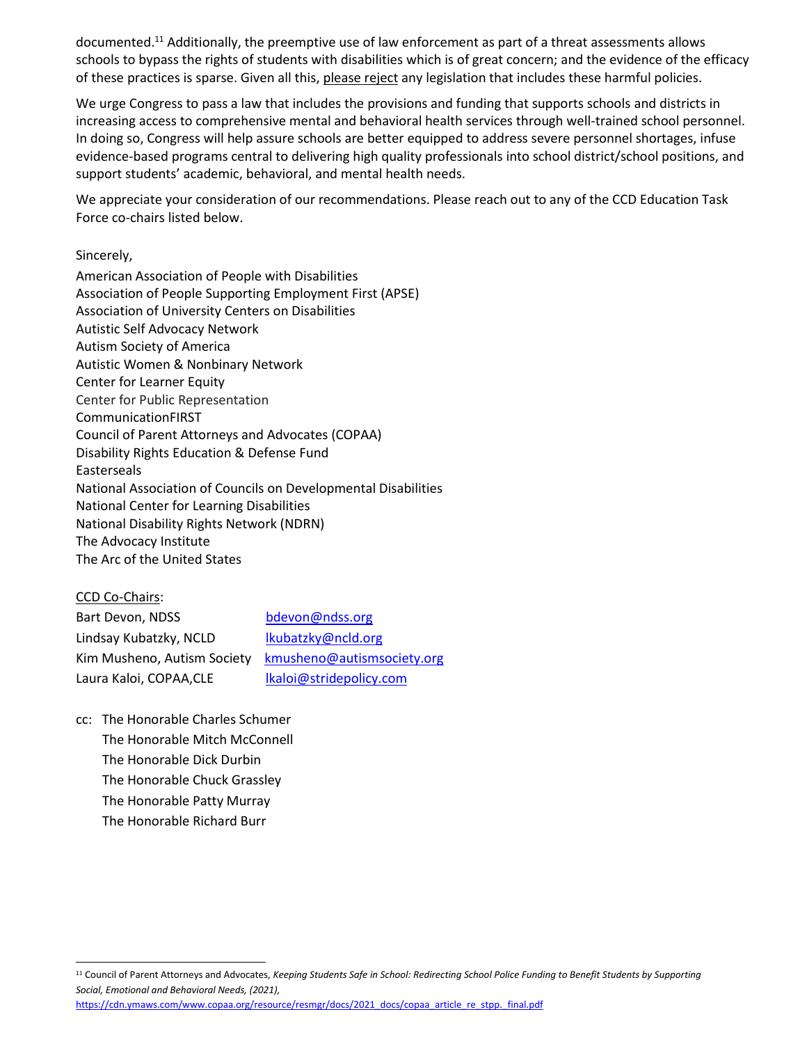documented.[11] Additionally, the preemptive use of law enforcement as part of a threat assessments allows schools to bypass the rights of students with disabilities which is of great concern; and the evidence of the efficacy of these practices is sparse. Given all this, please reject any legislation that includes these harmful policies.

We urge Congress to pass a law that includes the provisions and funding that supports schools and districts in increasing access to comprehensive mental and behavioral health services through well-trained school personnel. In doing so, Congress will help assure schools are better equipped to address severe personnel shortages, infuse evidence-based programs central to delivering high quality professionals into school district/school positions, and support students' academic, behavioral, and mental health needs.

We appreciate your consideration of our recommendations. Please reach out to any of the CCD Education Task Force co-chairs listed below.

Sincerely,

American Association of People with Disabilities
Association of People Supporting Employment First (APSE)
Association of University Centers on Disabilities
Autistic Self Advocacy Network
Autism Society of America
Autistic Women & Nonbinary Network
Center for Learner Equity
Center for Public Representation
CommunicationFIRST
Council of Parent Attorneys and Advocates (COPAA)
Disability Rights Education & Defense Fund
Easterseals
National Association of Councils on Developmental Disabilities
National Center for Learning Disabilities
National Disability Rights Network (NDRN)
The Advocacy Institute
The Arc of the United States

CCD Co-Chairs:

| | |
|---|---|
| Bart Devon, NDSS | bdevon@ndss.org |
| Lindsay Kubatzky, NCLD | lkubatzky@ncld.org |
| Kim Musheno, Autism Society | kmusheno@autismsociety.org |
| Laura Kaloi, COPAA,CLE | lkaloi@stridepolicy.com |

cc: The Honorable Charles Schumer
The Honorable Mitch McConnell
The Honorable Dick Durbin
The Honorable Chuck Grassley
The Honorable Patty Murray
The Honorable Richard Burr

[11] Council of Parent Attorneys and Advocates, *Keeping Students Safe in School: Redirecting School Police Funding to Benefit Students by Supporting Social, Emotional and Behavioral Needs, (2021),* https://cdn.ymaws.com/www.copaa.org/resource/resmgr/docs/2021_docs/copaa_article_re_stpp._final.pdf